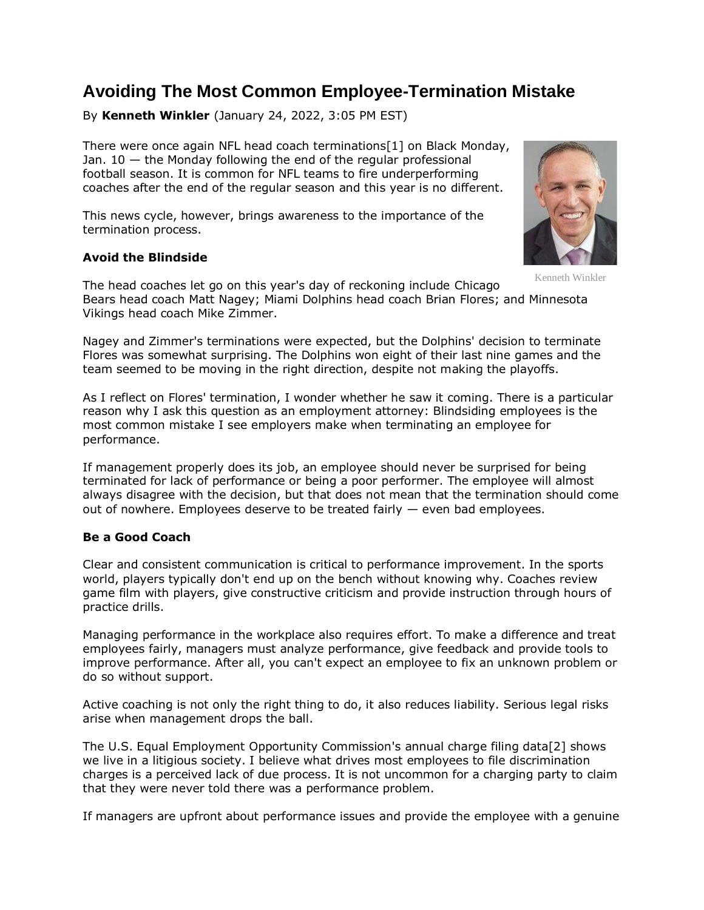# Avoiding The Most Common Employee-Termination Mistake

By **Kenneth Winkler** (January 24, 2022, 3:05 PM EST)

There were once again NFL head coach terminations[1] on Black Monday, Jan. 10 — the Monday following the end of the regular professional football season. It is common for NFL teams to fire underperforming coaches after the end of the regular season and this year is no different.

This news cycle, however, brings awareness to the importance of the termination process.

Kenneth Winkler

**Avoid the Blindside**

The head coaches let go on this year's day of reckoning include Chicago Bears head coach Matt Nagey; Miami Dolphins head coach Brian Flores; and Minnesota Vikings head coach Mike Zimmer.

Nagey and Zimmer's terminations were expected, but the Dolphins' decision to terminate Flores was somewhat surprising. The Dolphins won eight of their last nine games and the team seemed to be moving in the right direction, despite not making the playoffs.

As I reflect on Flores' termination, I wonder whether he saw it coming. There is a particular reason why I ask this question as an employment attorney: Blindsiding employees is the most common mistake I see employers make when terminating an employee for performance.

If management properly does its job, an employee should never be surprised for being terminated for lack of performance or being a poor performer. The employee will almost always disagree with the decision, but that does not mean that the termination should come out of nowhere. Employees deserve to be treated fairly — even bad employees.

**Be a Good Coach**

Clear and consistent communication is critical to performance improvement. In the sports world, players typically don't end up on the bench without knowing why. Coaches review game film with players, give constructive criticism and provide instruction through hours of practice drills.

Managing performance in the workplace also requires effort. To make a difference and treat employees fairly, managers must analyze performance, give feedback and provide tools to improve performance. After all, you can't expect an employee to fix an unknown problem or do so without support.

Active coaching is not only the right thing to do, it also reduces liability. Serious legal risks arise when management drops the ball.

The U.S. Equal Employment Opportunity Commission's annual charge filing data[2] shows we live in a litigious society. I believe what drives most employees to file discrimination charges is a perceived lack of due process. It is not uncommon for a charging party to claim that they were never told there was a performance problem.

If managers are upfront about performance issues and provide the employee with a genuine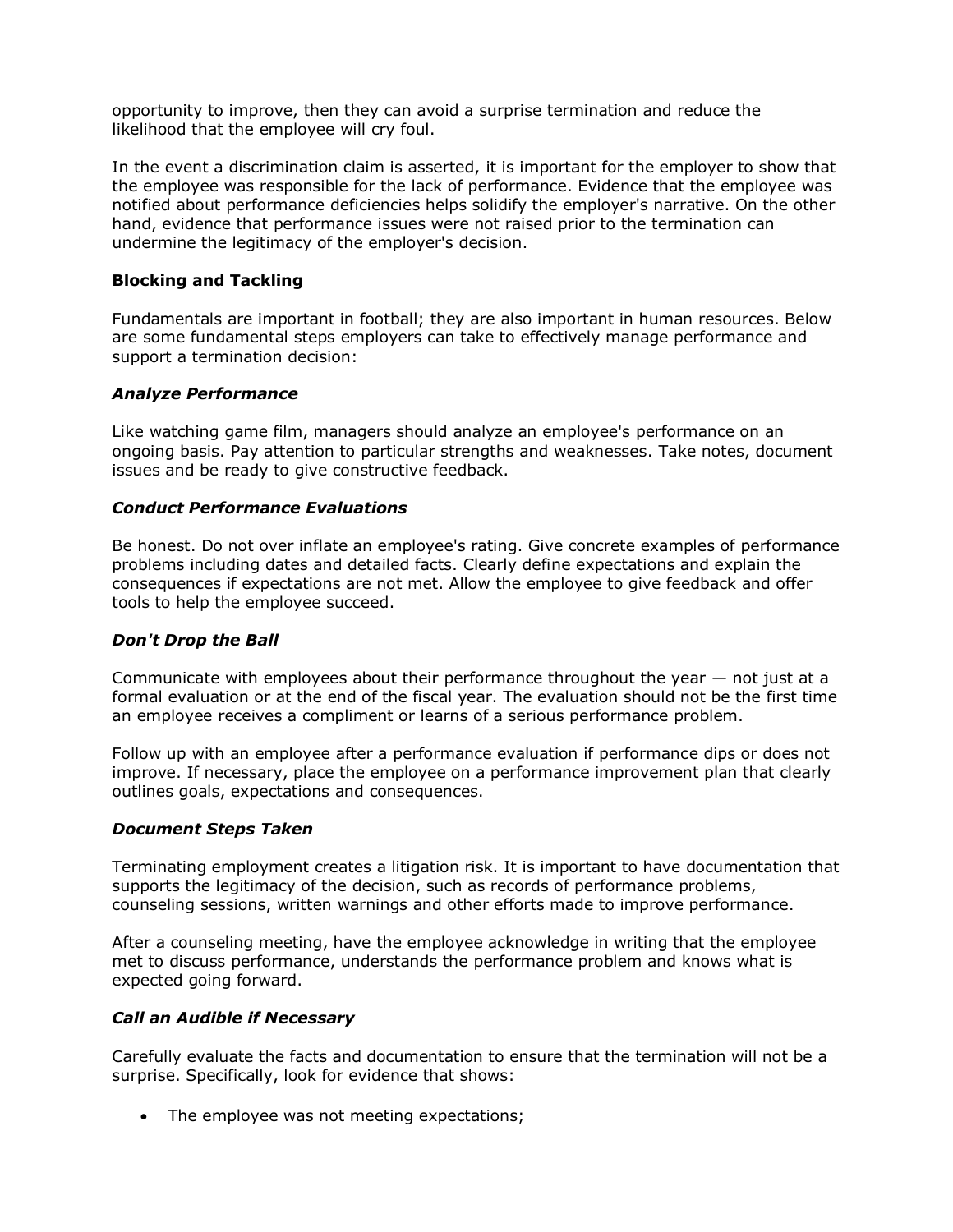opportunity to improve, then they can avoid a surprise termination and reduce the likelihood that the employee will cry foul.

In the event a discrimination claim is asserted, it is important for the employer to show that the employee was responsible for the lack of performance. Evidence that the employee was notified about performance deficiencies helps solidify the employer's narrative. On the other hand, evidence that performance issues were not raised prior to the termination can undermine the legitimacy of the employer's decision.

**Blocking and Tackling**

Fundamentals are important in football; they are also important in human resources. Below are some fundamental steps employers can take to effectively manage performance and support a termination decision:

***Analyze Performance***

Like watching game film, managers should analyze an employee's performance on an ongoing basis. Pay attention to particular strengths and weaknesses. Take notes, document issues and be ready to give constructive feedback.

***Conduct Performance Evaluations***

Be honest. Do not over inflate an employee's rating. Give concrete examples of performance problems including dates and detailed facts. Clearly define expectations and explain the consequences if expectations are not met. Allow the employee to give feedback and offer tools to help the employee succeed.

***Don't Drop the Ball***

Communicate with employees about their performance throughout the year — not just at a formal evaluation or at the end of the fiscal year. The evaluation should not be the first time an employee receives a compliment or learns of a serious performance problem.

Follow up with an employee after a performance evaluation if performance dips or does not improve. If necessary, place the employee on a performance improvement plan that clearly outlines goals, expectations and consequences.

***Document Steps Taken***

Terminating employment creates a litigation risk. It is important to have documentation that supports the legitimacy of the decision, such as records of performance problems, counseling sessions, written warnings and other efforts made to improve performance.

After a counseling meeting, have the employee acknowledge in writing that the employee met to discuss performance, understands the performance problem and knows what is expected going forward.

***Call an Audible if Necessary***

Carefully evaluate the facts and documentation to ensure that the termination will not be a surprise. Specifically, look for evidence that shows:

- The employee was not meeting expectations;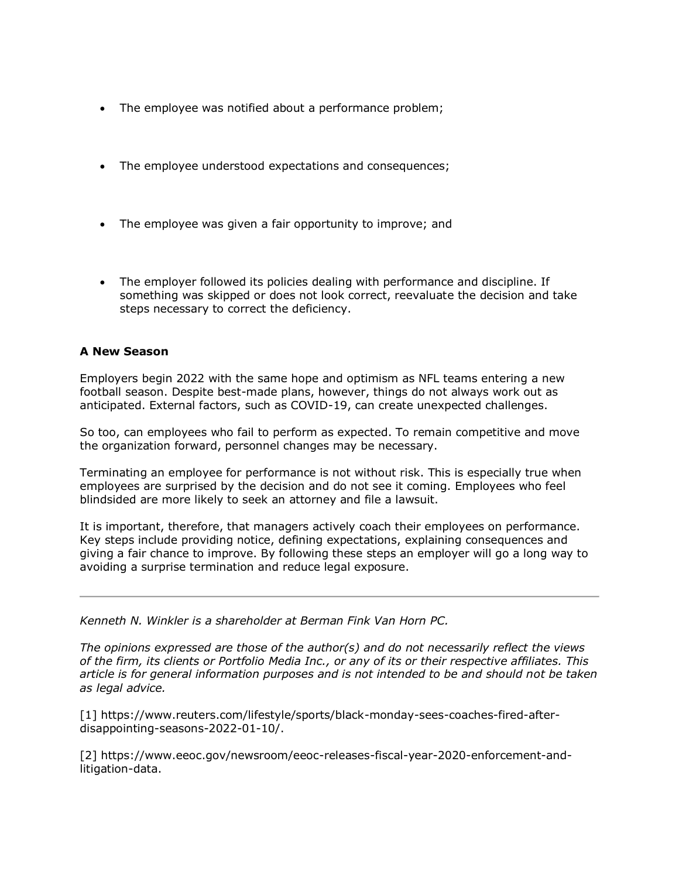- The employee was notified about a performance problem;
- The employee understood expectations and consequences;
- The employee was given a fair opportunity to improve; and
- The employer followed its policies dealing with performance and discipline. If something was skipped or does not look correct, reevaluate the decision and take steps necessary to correct the deficiency.

**A New Season**

Employers begin 2022 with the same hope and optimism as NFL teams entering a new football season. Despite best-made plans, however, things do not always work out as anticipated. External factors, such as COVID-19, can create unexpected challenges.

So too, can employees who fail to perform as expected. To remain competitive and move the organization forward, personnel changes may be necessary.

Terminating an employee for performance is not without risk. This is especially true when employees are surprised by the decision and do not see it coming. Employees who feel blindsided are more likely to seek an attorney and file a lawsuit.

It is important, therefore, that managers actively coach their employees on performance. Key steps include providing notice, defining expectations, explaining consequences and giving a fair chance to improve. By following these steps an employer will go a long way to avoiding a surprise termination and reduce legal exposure.

---

*Kenneth N. Winkler is a shareholder at Berman Fink Van Horn PC.*

*The opinions expressed are those of the author(s) and do not necessarily reflect the views of the firm, its clients or Portfolio Media Inc., or any of its or their respective affiliates. This article is for general information purposes and is not intended to be and should not be taken as legal advice.*

[1] https://www.reuters.com/lifestyle/sports/black-monday-sees-coaches-fired-after-disappointing-seasons-2022-01-10/.

[2] https://www.eeoc.gov/newsroom/eeoc-releases-fiscal-year-2020-enforcement-and-litigation-data.